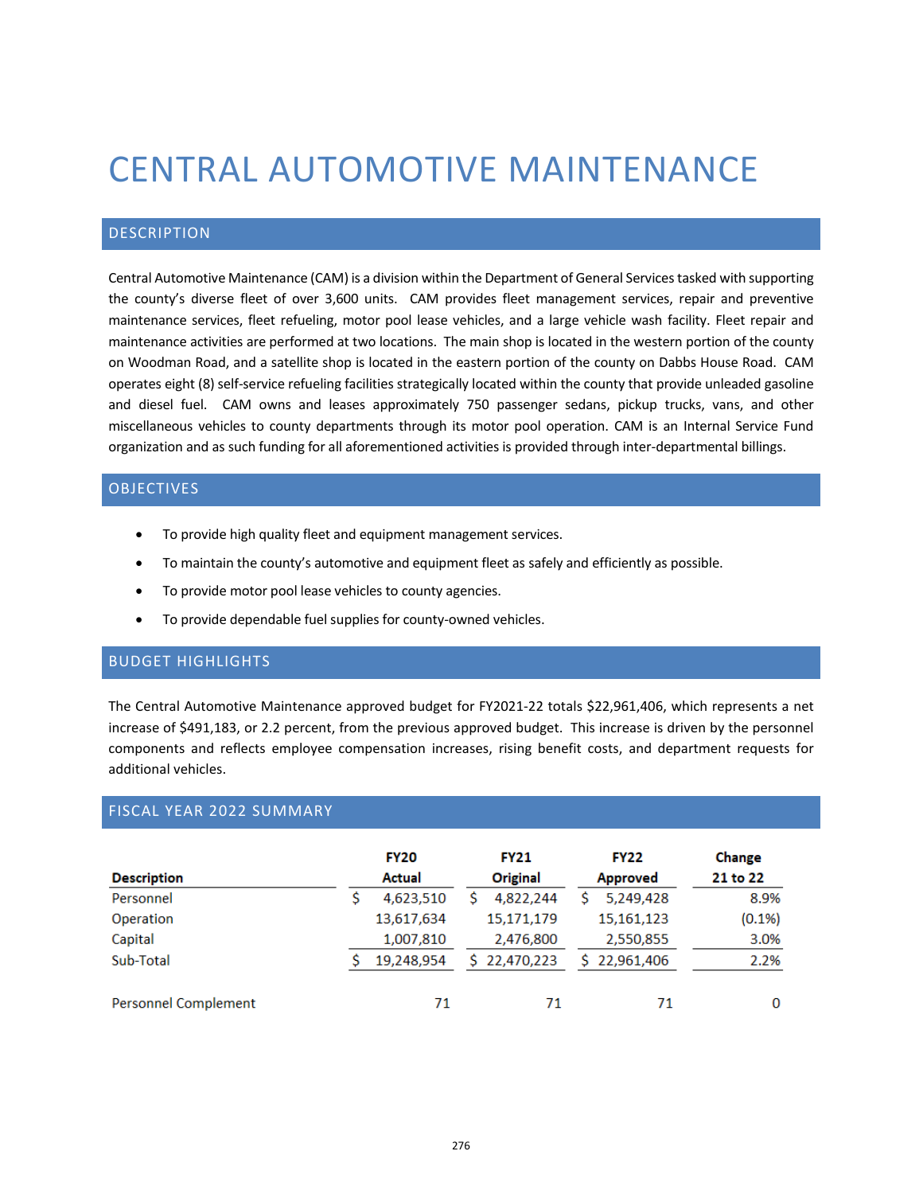# CENTRAL AUTOMOTIVE MAINTENANCE

## DESCRIPTION

Central Automotive Maintenance (CAM) is a division within the Department of General Services tasked with supporting the county's diverse fleet of over 3,600 units. CAM provides fleet management services, repair and preventive maintenance services, fleet refueling, motor pool lease vehicles, and a large vehicle wash facility. Fleet repair and maintenance activities are performed at two locations. The main shop is located in the western portion of the county on Woodman Road, and a satellite shop is located in the eastern portion of the county on Dabbs House Road. CAM operates eight (8) self-service refueling facilities strategically located within the county that provide unleaded gasoline and diesel fuel. CAM owns and leases approximately 750 passenger sedans, pickup trucks, vans, and other miscellaneous vehicles to county departments through its motor pool operation. CAM is an Internal Service Fund organization and as such funding for all aforementioned activities is provided through inter-departmental billings.

## OBJECTIVES

- To provide high quality fleet and equipment management services.
- To maintain the county's automotive and equipment fleet as safely and efficiently as possible.
- To provide motor pool lease vehicles to county agencies.
- To provide dependable fuel supplies for county-owned vehicles.

## BUDGET HIGHLIGHTS

The Central Automotive Maintenance approved budget for FY2021-22 totals $22,961,406, which represents a net increase of $491,183, or 2.2 percent, from the previous approved budget. This increase is driven by the personnel components and reflects employee compensation increases, rising benefit costs, and department requests for additional vehicles.

## FISCAL YEAR 2022 SUMMARY

| Description | FY20 Actual | FY21 Original | FY22 Approved | Change 21 to 22 |
|---|---|---|---|---|
| Personnel | $ 4,623,510 | $ 4,822,244 | $ 5,249,428 | 8.9% |
| Operation | 13,617,634 | 15,171,179 | 15,161,123 | (0.1%) |
| Capital | 1,007,810 | 2,476,800 | 2,550,855 | 3.0% |
| Sub-Total | $ 19,248,954 | $ 22,470,223 | $ 22,961,406 | 2.2% |
| | | | | |
| Personnel Complement | 71 | 71 | 71 | 0 |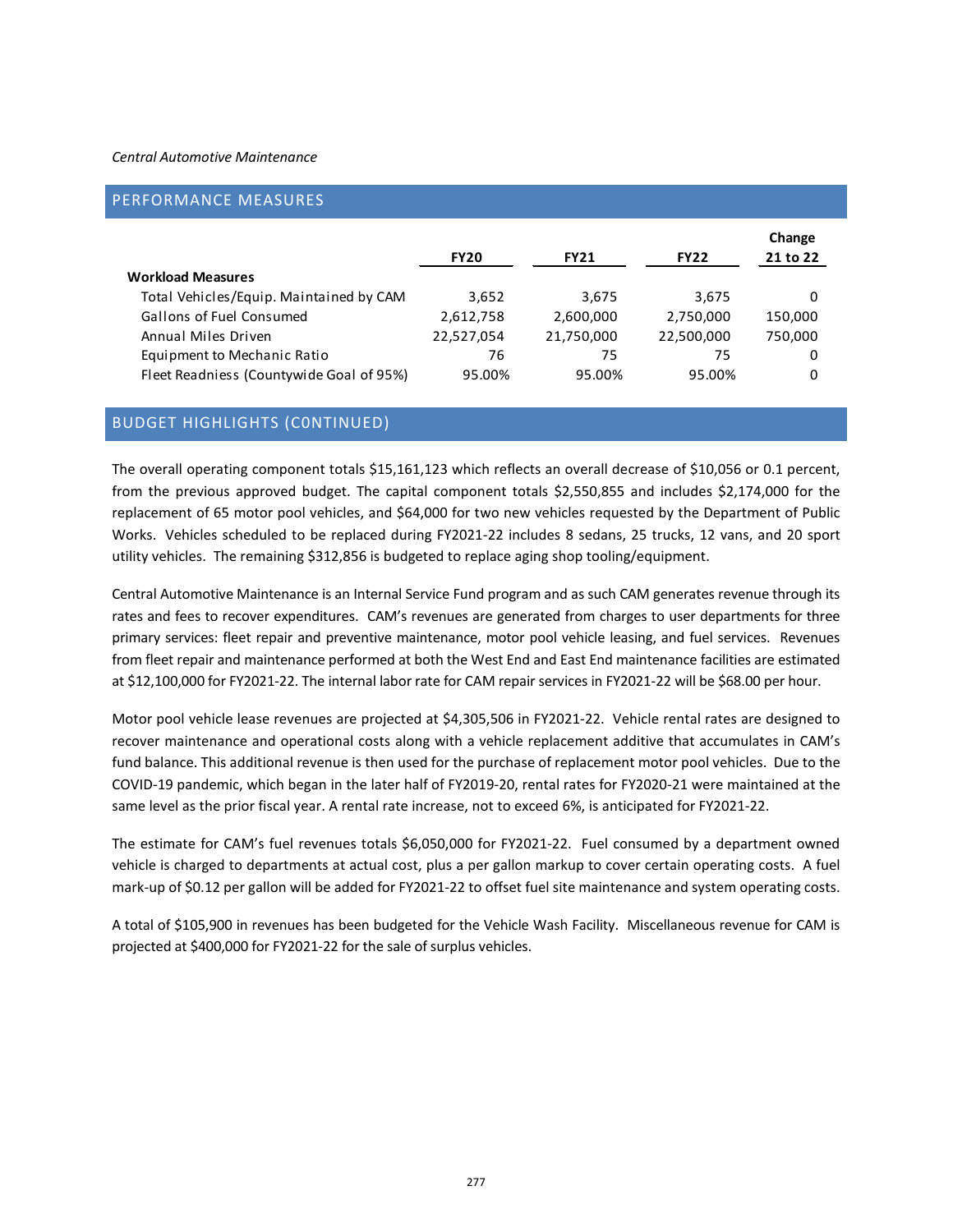*Central Automotive Maintenance*

## PERFORMANCE MEASURES

| | FY20 | FY21 | FY22 | Change 21 to 22 |
|---|---|---|---|---|
| **Workload Measures** | | | | |
| Total Vehicles/Equip. Maintained by CAM | 3,652 | 3,675 | 3,675 | 0 |
| Gallons of Fuel Consumed | 2,612,758 | 2,600,000 | 2,750,000 | 150,000 |
| Annual Miles Driven | 22,527,054 | 21,750,000 | 22,500,000 | 750,000 |
| Equipment to Mechanic Ratio | 76 | 75 | 75 | 0 |
| Fleet Readniess (Countywide Goal of 95%) | 95.00% | 95.00% | 95.00% | 0 |

## BUDGET HIGHLIGHTS (C0NTINUED)

The overall operating component totals $15,161,123 which reflects an overall decrease of $10,056 or 0.1 percent, from the previous approved budget. The capital component totals $2,550,855 and includes $2,174,000 for the replacement of 65 motor pool vehicles, and $64,000 for two new vehicles requested by the Department of Public Works. Vehicles scheduled to be replaced during FY2021-22 includes 8 sedans, 25 trucks, 12 vans, and 20 sport utility vehicles. The remaining $312,856 is budgeted to replace aging shop tooling/equipment.

Central Automotive Maintenance is an Internal Service Fund program and as such CAM generates revenue through its rates and fees to recover expenditures. CAM's revenues are generated from charges to user departments for three primary services: fleet repair and preventive maintenance, motor pool vehicle leasing, and fuel services. Revenues from fleet repair and maintenance performed at both the West End and East End maintenance facilities are estimated at $12,100,000 for FY2021-22. The internal labor rate for CAM repair services in FY2021-22 will be $68.00 per hour.

Motor pool vehicle lease revenues are projected at $4,305,506 in FY2021-22. Vehicle rental rates are designed to recover maintenance and operational costs along with a vehicle replacement additive that accumulates in CAM's fund balance. This additional revenue is then used for the purchase of replacement motor pool vehicles. Due to the COVID-19 pandemic, which began in the later half of FY2019-20, rental rates for FY2020-21 were maintained at the same level as the prior fiscal year. A rental rate increase, not to exceed 6%, is anticipated for FY2021-22.

The estimate for CAM's fuel revenues totals $6,050,000 for FY2021-22. Fuel consumed by a department owned vehicle is charged to departments at actual cost, plus a per gallon markup to cover certain operating costs. A fuel mark-up of $0.12 per gallon will be added for FY2021-22 to offset fuel site maintenance and system operating costs.

A total of $105,900 in revenues has been budgeted for the Vehicle Wash Facility. Miscellaneous revenue for CAM is projected at $400,000 for FY2021-22 for the sale of surplus vehicles.